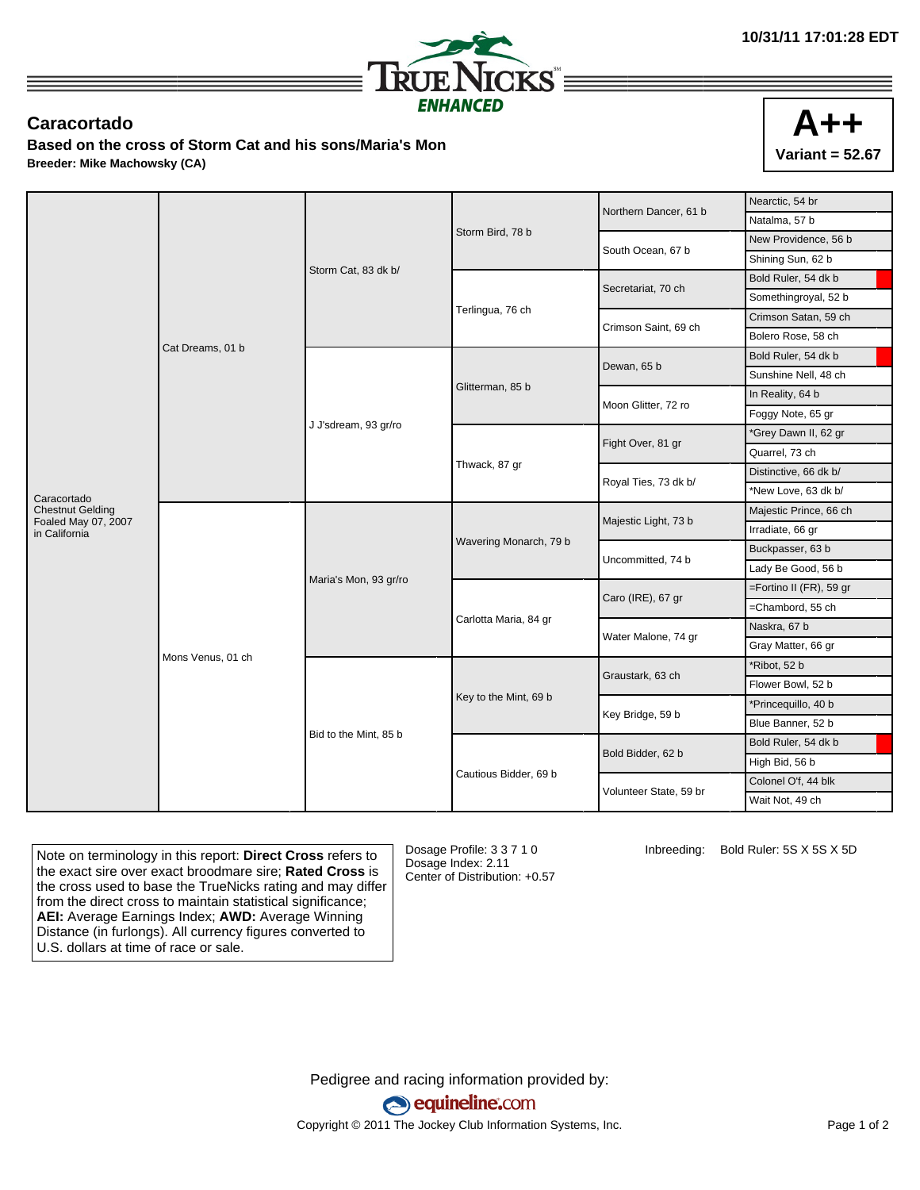10/31/11 17:01:28 EDT

TRUE NICKS ENHANCED

## Caracortado

**Based on the cross of Storm Cat and his sons/Maria's Mon**

**Breeder: Mike Machowsky (CA)**

**A++**
**Variant = 52.67**

| | | | | | |
|---|---|---|---|---|---|
| Caracortado<br>Chestnut Gelding<br>Foaled May 07, 2007<br>in California | Cat Dreams, 01 b | Storm Cat, 83 dk b/ | Storm Bird, 78 b | Northern Dancer, 61 b | Nearctic, 54 br |
| | | | | | Natalma, 57 b |
| | | | | South Ocean, 67 b | New Providence, 56 b |
| | | | | | Shining Sun, 62 b |
| | | | Terlingua, 76 ch | Secretariat, 70 ch | Bold Ruler, 54 dk b |
| | | | | | Somethingroyal, 52 b |
| | | | | Crimson Saint, 69 ch | Crimson Satan, 59 ch |
| | | | | | Bolero Rose, 58 ch |
| | | J J'sdream, 93 gr/ro | Glitterman, 85 b | Dewan, 65 b | Bold Ruler, 54 dk b |
| | | | | | Sunshine Nell, 48 ch |
| | | | | Moon Glitter, 72 ro | In Reality, 64 b |
| | | | | | Foggy Note, 65 gr |
| | | | Thwack, 87 gr | Fight Over, 81 gr | *Grey Dawn II, 62 gr |
| | | | | | Quarrel, 73 ch |
| | | | | Royal Ties, 73 dk b/ | Distinctive, 66 dk b/ |
| | | | | | *New Love, 63 dk b/ |
| | Mons Venus, 01 ch | Maria's Mon, 93 gr/ro | Wavering Monarch, 79 b | Majestic Light, 73 b | Majestic Prince, 66 ch |
| | | | | | Irradiate, 66 gr |
| | | | | Uncommitted, 74 b | Buckpasser, 63 b |
| | | | | | Lady Be Good, 56 b |
| | | | Carlotta Maria, 84 gr | Caro (IRE), 67 gr | =Fortino II (FR), 59 gr |
| | | | | | =Chambord, 55 ch |
| | | | | Water Malone, 74 gr | Naskra, 67 b |
| | | | | | Gray Matter, 66 gr |
| | | Bid to the Mint, 85 b | Key to the Mint, 69 b | Graustark, 63 ch | *Ribot, 52 b |
| | | | | | Flower Bowl, 52 b |
| | | | | Key Bridge, 59 b | *Princequillo, 40 b |
| | | | | | Blue Banner, 52 b |
| | | | Cautious Bidder, 69 b | Bold Bidder, 62 b | Bold Ruler, 54 dk b |
| | | | | | High Bid, 56 b |
| | | | | Volunteer State, 59 br | Colonel O'f, 44 blk |
| | | | | | Wait Not, 49 ch |

Note on terminology in this report: **Direct Cross** refers to the exact sire over exact broodmare sire; **Rated Cross** is the cross used to base the TrueNicks rating and may differ from the direct cross to maintain statistical significance; **AEI:** Average Earnings Index; **AWD:** Average Winning Distance (in furlongs). All currency figures converted to U.S. dollars at time of race or sale.

Dosage Profile: 3 3 7 1 0
Dosage Index: 2.11
Center of Distribution: +0.57

Inbreeding: Bold Ruler: 5S X 5S X 5D

Pedigree and racing information provided by: equineline.com

Copyright © 2011 The Jockey Club Information Systems, Inc.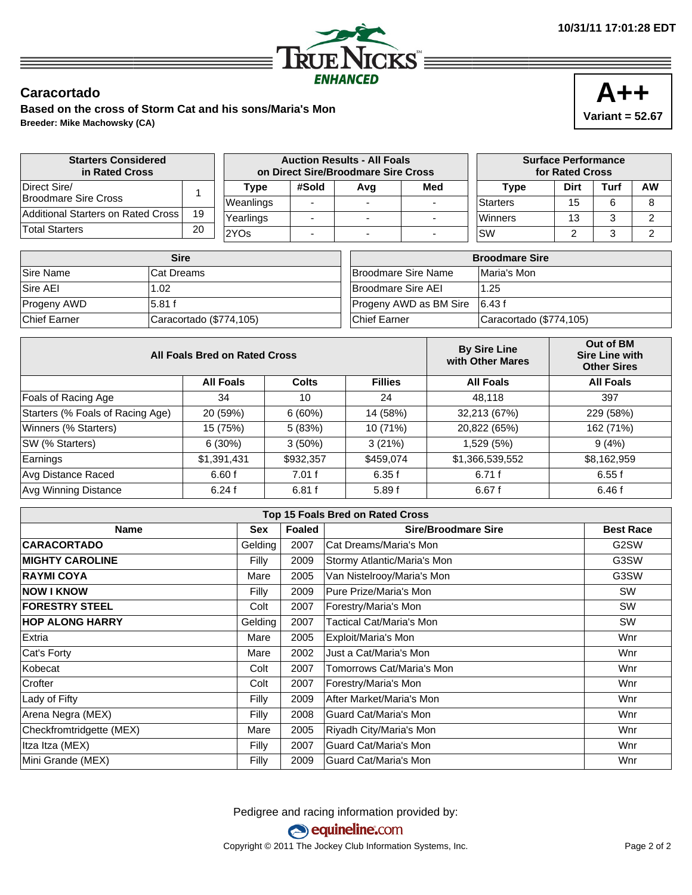10/31/11 17:01:28 EDT

TRUE NICKS ENHANCED

## Caracortado

**Based on the cross of Storm Cat and his sons/Maria's Mon**

**Breeder: Mike Machowsky (CA)**

**A++**
**Variant = 52.67**

| Starters Considered in Rated Cross | |
|---|---|
| Direct Sire/ Broodmare Sire Cross | 1 |
| Additional Starters on Rated Cross | 19 |
| Total Starters | 20 |

| Auction Results - All Foals on Direct Sire/Broodmare Sire Cross | | | |
|---|---|---|---|
| Type | #Sold | Avg | Med |
| Weanlings | - | - | - |
| Yearlings | - | - | - |
| 2YOs | - | - | - |

| Surface Performance for Rated Cross | | | |
|---|---|---|---|
| Type | Dirt | Turf | AW |
| Starters | 15 | 6 | 8 |
| Winners | 13 | 3 | 2 |
| SW | 2 | 3 | 2 |

| Sire | |
|---|---|
| Sire Name | Cat Dreams |
| Sire AEI | 1.02 |
| Progeny AWD | 5.81 f |
| Chief Earner | Caracortado ($774,105) |

| Broodmare Sire | |
|---|---|
| Broodmare Sire Name | Maria's Mon |
| Broodmare Sire AEI | 1.25 |
| Progeny AWD as BM Sire | 6.43 f |
| Chief Earner | Caracortado ($774,105) |

| All Foals Bred on Rated Cross | | | | By Sire Line with Other Mares | Out of BM Sire Line with Other Sires |
|---|---|---|---|---|---|
| | All Foals | Colts | Fillies | All Foals | All Foals |
| Foals of Racing Age | 34 | 10 | 24 | 48,118 | 397 |
| Starters (% Foals of Racing Age) | 20 (59%) | 6 (60%) | 14 (58%) | 32,213 (67%) | 229 (58%) |
| Winners (% Starters) | 15 (75%) | 5 (83%) | 10 (71%) | 20,822 (65%) | 162 (71%) |
| SW (% Starters) | 6 (30%) | 3 (50%) | 3 (21%) | 1,529 (5%) | 9 (4%) |
| Earnings | $1,391,431 | $932,357 | $459,074 | $1,366,539,552 | $8,162,959 |
| Avg Distance Raced | 6.60 f | 7.01 f | 6.35 f | 6.71 f | 6.55 f |
| Avg Winning Distance | 6.24 f | 6.81 f | 5.89 f | 6.67 f | 6.46 f |

| Top 15 Foals Bred on Rated Cross | | | | |
|---|---|---|---|---|
| Name | Sex | Foaled | Sire/Broodmare Sire | Best Race |
| **CARACORTADO** | Gelding | 2007 | Cat Dreams/Maria's Mon | G2SW |
| **MIGHTY CAROLINE** | Filly | 2009 | Stormy Atlantic/Maria's Mon | G3SW |
| **RAYMI COYA** | Mare | 2005 | Van Nistelrooy/Maria's Mon | G3SW |
| **NOW I KNOW** | Filly | 2009 | Pure Prize/Maria's Mon | SW |
| **FORESTRY STEEL** | Colt | 2007 | Forestry/Maria's Mon | SW |
| **HOP ALONG HARRY** | Gelding | 2007 | Tactical Cat/Maria's Mon | SW |
| Extria | Mare | 2005 | Exploit/Maria's Mon | Wnr |
| Cat's Forty | Mare | 2002 | Just a Cat/Maria's Mon | Wnr |
| Kobecat | Colt | 2007 | Tomorrows Cat/Maria's Mon | Wnr |
| Crofter | Colt | 2007 | Forestry/Maria's Mon | Wnr |
| Lady of Fifty | Filly | 2009 | After Market/Maria's Mon | Wnr |
| Arena Negra (MEX) | Filly | 2008 | Guard Cat/Maria's Mon | Wnr |
| Checkfromtridgette (MEX) | Mare | 2005 | Riyadh City/Maria's Mon | Wnr |
| Itza Itza (MEX) | Filly | 2007 | Guard Cat/Maria's Mon | Wnr |
| Mini Grande (MEX) | Filly | 2009 | Guard Cat/Maria's Mon | Wnr |

Pedigree and racing information provided by:

equineline.com

Copyright © 2011 The Jockey Club Information Systems, Inc.